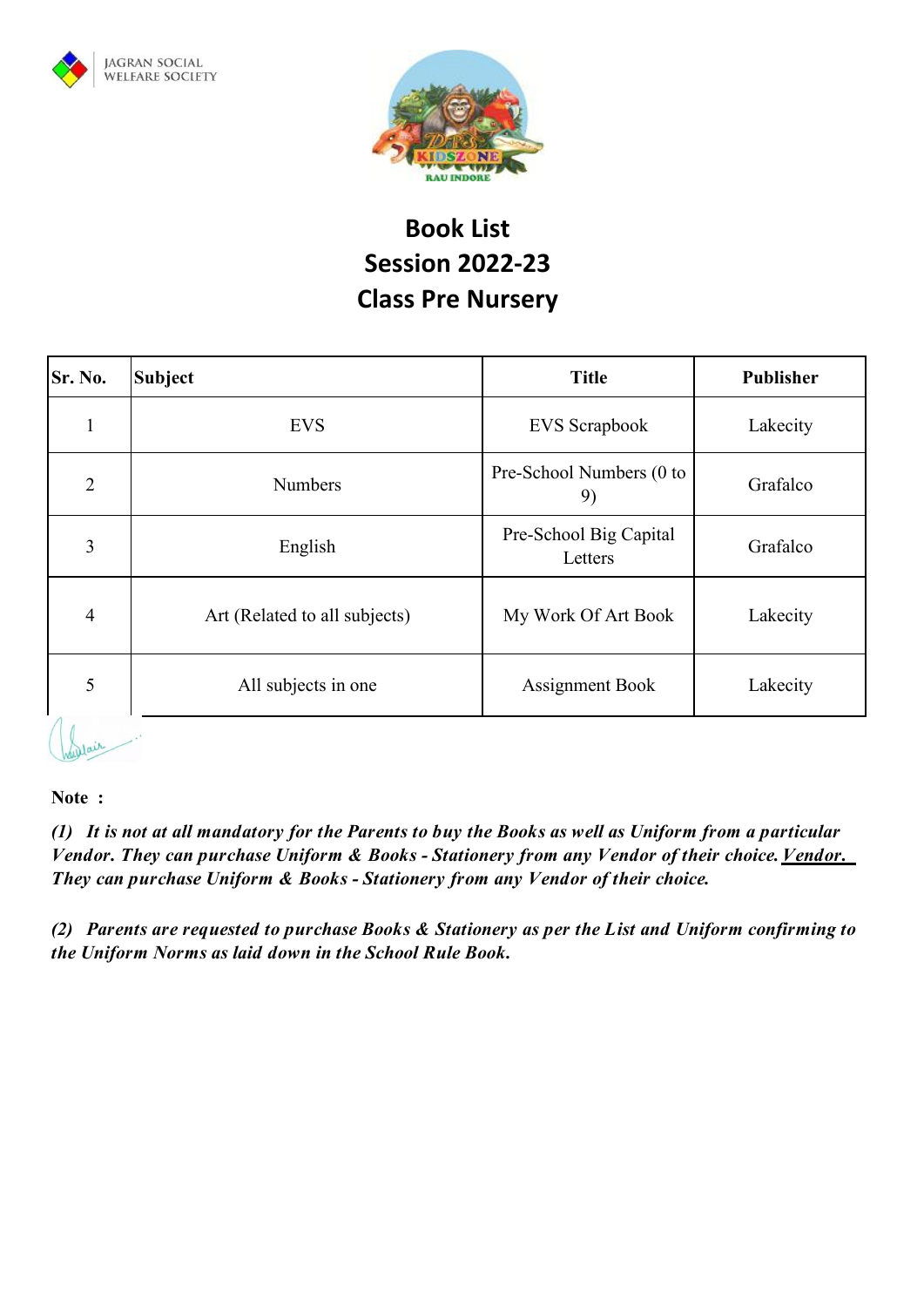JAGRAN SOCIAL WELFARE SOCIETY

DPS KIDSZONE RAU INDORE

# Book List
# Session 2022-23
# Class Pre Nursery

| Sr. No. | Subject | Title | Publisher |
|---|---|---|---|
| 1 | EVS | EVS Scrapbook | Lakecity |
| 2 | Numbers | Pre-School Numbers (0 to 9) | Grafalco |
| 3 | English | Pre-School Big Capital Letters | Grafalco |
| 4 | Art (Related to all subjects) | My Work Of Art Book | Lakecity |
| 5 | All subjects in one | Assignment Book | Lakecity |

**Note :**

***(1) It is not at all mandatory for the Parents to buy the Books as well as Uniform from a particular Vendor. They can purchase Uniform & Books - Stationery from any Vendor of their choice. Vendor. They can purchase Uniform & Books - Stationery from any Vendor of their choice.***

***(2) Parents are requested to purchase Books & Stationery as per the List and Uniform confirming to the Uniform Norms as laid down in the School Rule Book.***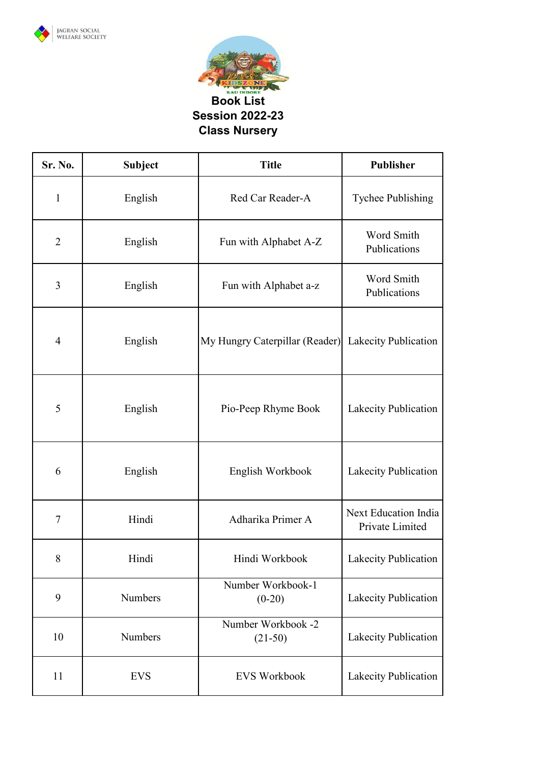JAGRAN SOCIAL WELFARE SOCIETY

KIDSZONE
RAU INDORE

# Book List
## Session 2022-23
## Class Nursery

| Sr. No. | Subject | Title | Publisher |
|---|---|---|---|
| 1 | English | Red Car Reader-A | Tychee Publishing |
| 2 | English | Fun with Alphabet A-Z | Word Smith Publications |
| 3 | English | Fun with Alphabet a-z | Word Smith Publications |
| 4 | English | My Hungry Caterpillar (Reader) | Lakecity Publication |
| 5 | English | Pio-Peep Rhyme Book | Lakecity Publication |
| 6 | English | English Workbook | Lakecity Publication |
| 7 | Hindi | Adharika Primer A | Next Education India Private Limited |
| 8 | Hindi | Hindi Workbook | Lakecity Publication |
| 9 | Numbers | Number Workbook-1 (0-20) | Lakecity Publication |
| 10 | Numbers | Number Workbook -2 (21-50) | Lakecity Publication |
| 11 | EVS | EVS Workbook | Lakecity Publication |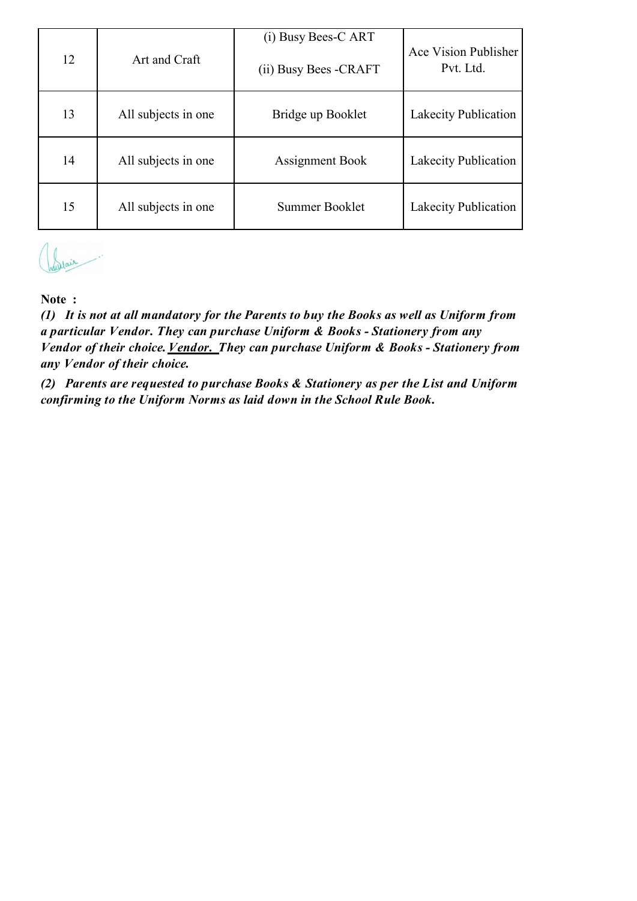| 12 | Art and Craft | (i) Busy Bees-C ART<br>(ii) Busy Bees -CRAFT | Ace Vision Publisher Pvt. Ltd. |
|---|---|---|---|
| 13 | All subjects in one | Bridge up Booklet | Lakecity Publication |
| 14 | All subjects in one | Assignment Book | Lakecity Publication |
| 15 | All subjects in one | Summer Booklet | Lakecity Publication |

**Note :**

***(1) It is not at all mandatory for the Parents to buy the Books as well as Uniform from a particular Vendor. They can purchase Uniform & Books - Stationery from any Vendor of their choice. <u>Vendor.</u> They can purchase Uniform & Books - Stationery from any Vendor of their choice.***

***(2) Parents are requested to purchase Books & Stationery as per the List and Uniform confirming to the Uniform Norms as laid down in the School Rule Book.***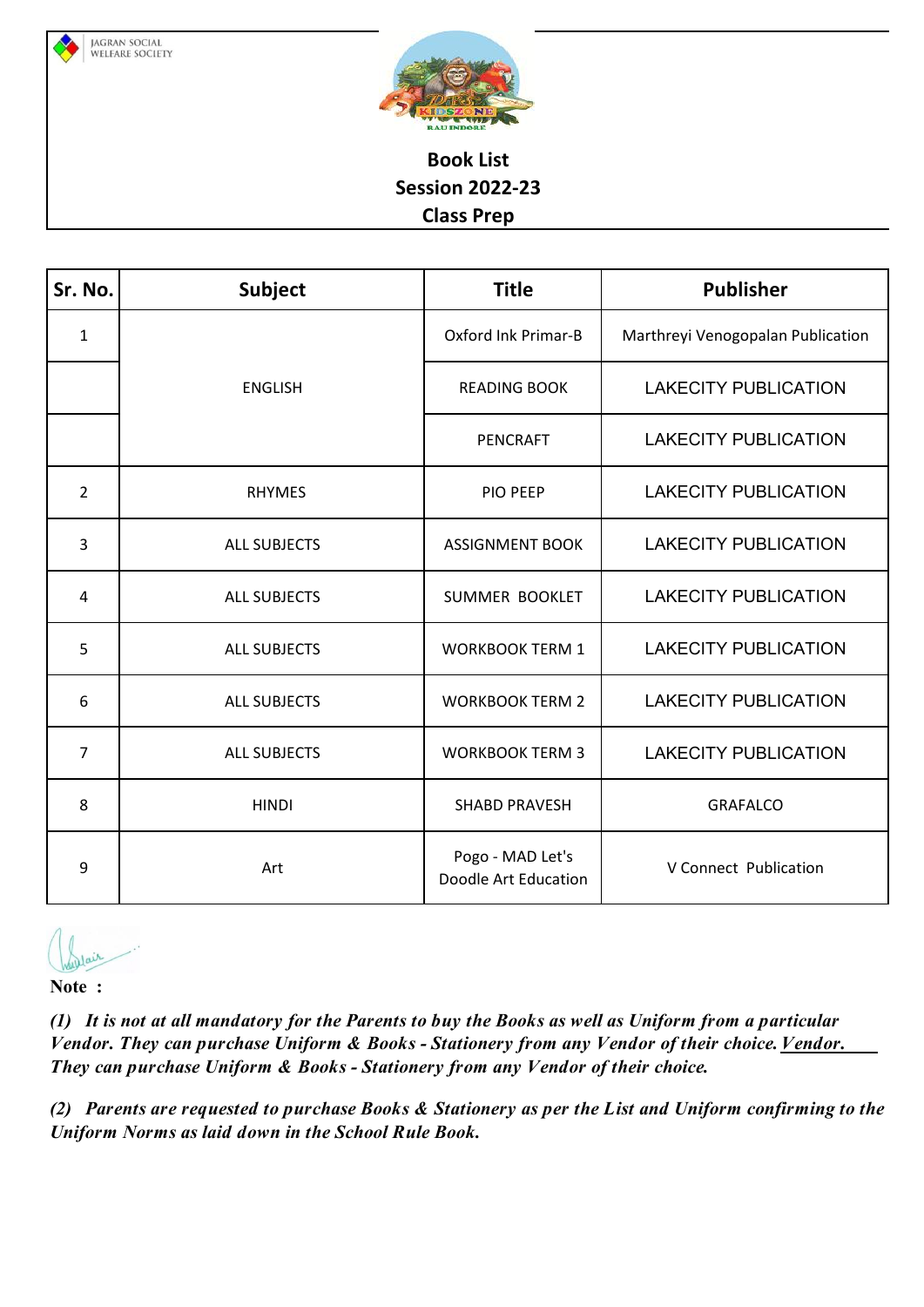JAGRAN SOCIAL WELFARE SOCIETY

DPS KIDSZONE RAU INDORE

# Book List
## Session 2022-23
## Class Prep

| Sr. No. | Subject | Title | Publisher |
|---|---|---|---|
| 1 | ENGLISH | Oxford Ink Primar-B | Marthreyi Venogopalan Publication |
| | | READING BOOK | LAKECITY PUBLICATION |
| | | PENCRAFT | LAKECITY PUBLICATION |
| 2 | RHYMES | PIO PEEP | LAKECITY PUBLICATION |
| 3 | ALL SUBJECTS | ASSIGNMENT BOOK | LAKECITY PUBLICATION |
| 4 | ALL SUBJECTS | SUMMER BOOKLET | LAKECITY PUBLICATION |
| 5 | ALL SUBJECTS | WORKBOOK TERM 1 | LAKECITY PUBLICATION |
| 6 | ALL SUBJECTS | WORKBOOK TERM 2 | LAKECITY PUBLICATION |
| 7 | ALL SUBJECTS | WORKBOOK TERM 3 | LAKECITY PUBLICATION |
| 8 | HINDI | SHABD PRAVESH | GRAFALCO |
| 9 | Art | Pogo - MAD Let's Doodle Art Education | V Connect Publication |

**Note :**

***(1) It is not at all mandatory for the Parents to buy the Books as well as Uniform from a particular Vendor. They can purchase Uniform & Books - Stationery from any Vendor of their choice. Vendor. They can purchase Uniform & Books - Stationery from any Vendor of their choice.***

***(2) Parents are requested to purchase Books & Stationery as per the List and Uniform confirming to the Uniform Norms as laid down in the School Rule Book.***